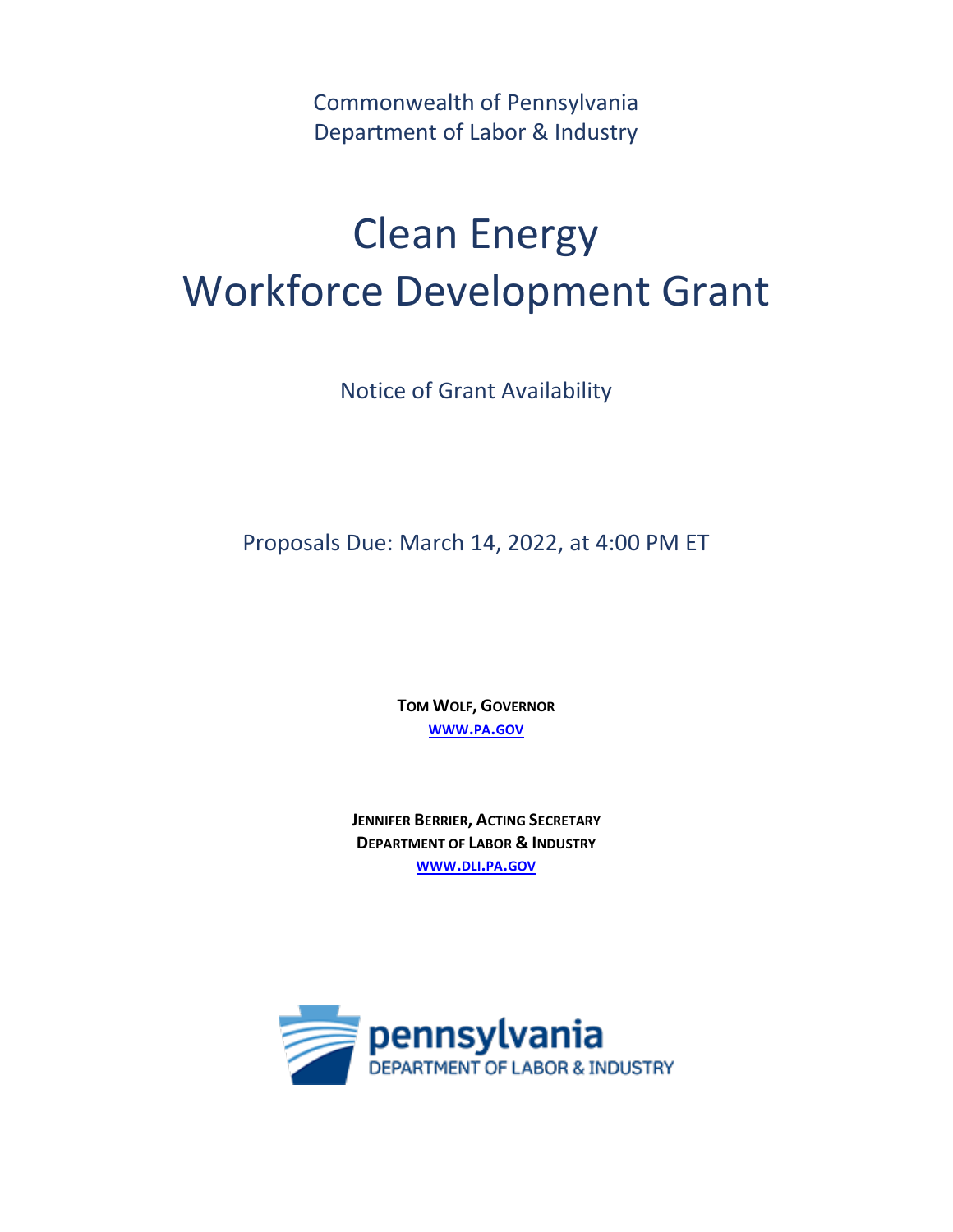Commonwealth of Pennsylvania
Department of Labor & Industry

# Clean Energy Workforce Development Grant

Notice of Grant Availability

Proposals Due: March 14, 2022, at 4:00 PM ET

**TOM WOLF, GOVERNOR**
[WWW.PA.GOV](http://www.pa.gov)

**JENNIFER BERRIER, ACTING SECRETARY**
**DEPARTMENT OF LABOR & INDUSTRY**
[WWW.DLI.PA.GOV](http://www.dli.pa.gov)

pennsylvania
DEPARTMENT OF LABOR & INDUSTRY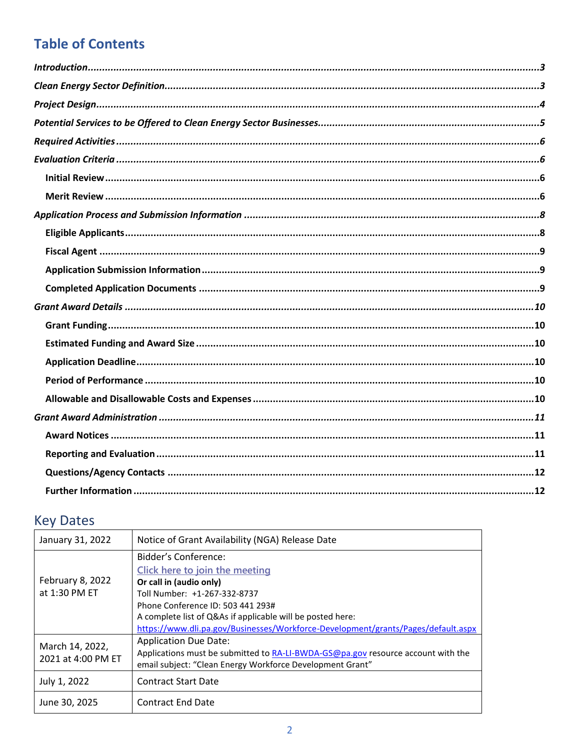## Table of Contents

*Introduction* ........................................................................................................................................... *3*

*Clean Energy Sector Definition* ............................................................................................................. *3*

*Project Design* ......................................................................................................................................... *4*

*Potential Services to be Offered to Clean Energy Sector Businesses* ................................................... *5*

*Required Activities* .................................................................................................................................. *6*

*Evaluation Criteria* .................................................................................................................................. *6*

- **Initial Review** ................................................................................................................................ **6**
- **Merit Review** ................................................................................................................................. **6**

*Application Process and Submission Information* ................................................................................. *8*

- **Eligible Applicants** ........................................................................................................................ **8**
- **Fiscal Agent** .................................................................................................................................. **9**
- **Application Submission Information** ............................................................................................. **9**
- **Completed Application Documents** ............................................................................................... **9**

*Grant Award Details* .............................................................................................................................. *10*

- **Grant Funding** .............................................................................................................................. **10**
- **Estimated Funding and Award Size** ............................................................................................. **10**
- **Application Deadline** ................................................................................................................... **10**
- **Period of Performance** ................................................................................................................ **10**
- **Allowable and Disallowable Costs and Expenses** ......................................................................... **10**

*Grant Award Administration* ................................................................................................................ *11*

- **Award Notices** ............................................................................................................................. **11**
- **Reporting and Evaluation** ............................................................................................................. **11**
- **Questions/Agency Contacts** ......................................................................................................... **12**
- **Further Information** ..................................................................................................................... **12**

## Key Dates

| Date | Event |
| --- | --- |
| January 31, 2022 | Notice of Grant Availability (NGA) Release Date |
| February 8, 2022 at 1:30 PM ET | Bidder's Conference: Click here to join the meeting **Or call in (audio only)** Toll Number: +1-267-332-8737 Phone Conference ID: 503 441 293# A complete list of Q&As if applicable will be posted here: https://www.dli.pa.gov/Businesses/Workforce-Development/grants/Pages/default.aspx |
| March 14, 2022, 2021 at 4:00 PM ET | Application Due Date: Applications must be submitted to RA-LI-BWDA-GS@pa.gov resource account with the email subject: "Clean Energy Workforce Development Grant" |
| July 1, 2022 | Contract Start Date |
| June 30, 2025 | Contract End Date |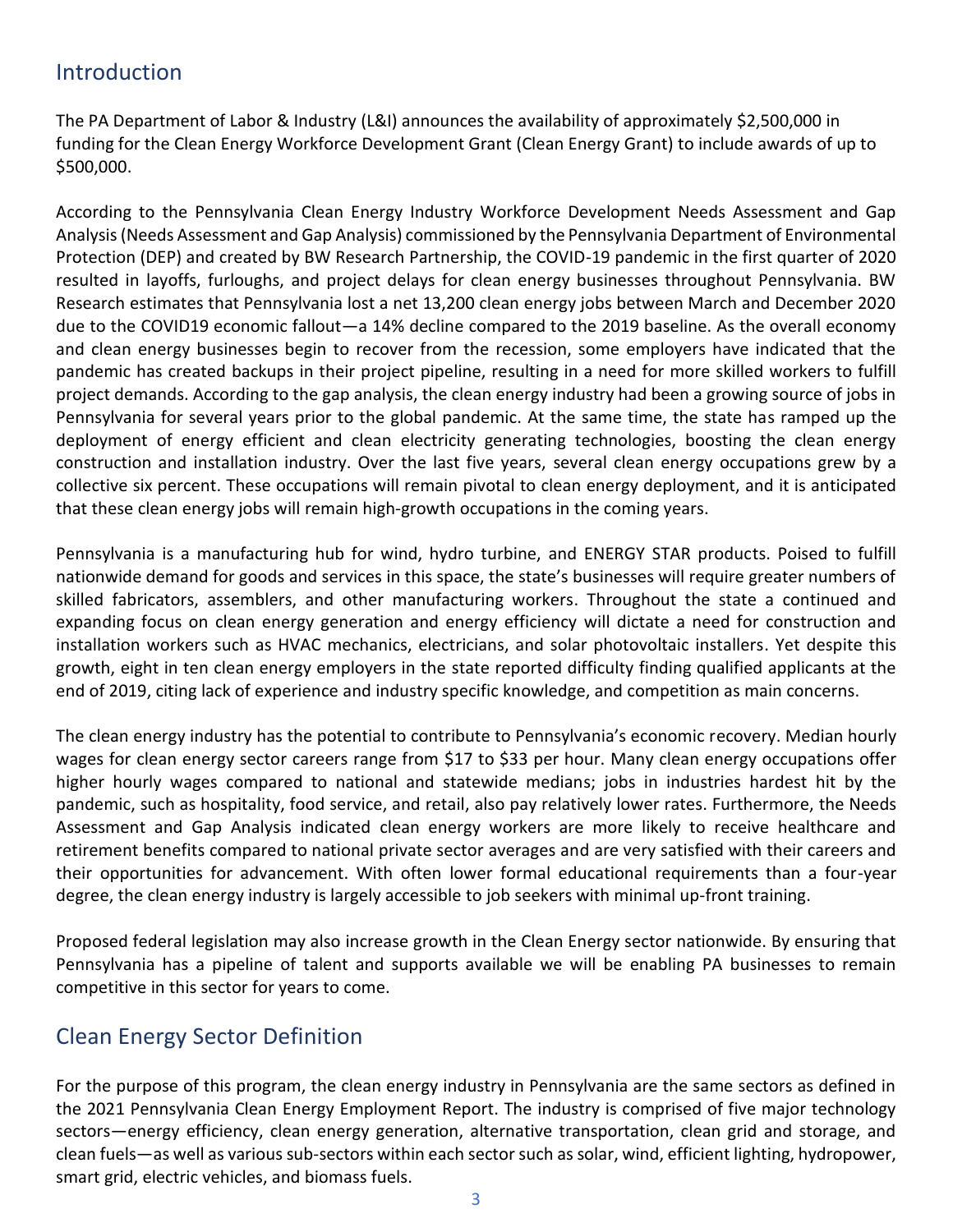## Introduction

The PA Department of Labor & Industry (L&I) announces the availability of approximately $2,500,000 in funding for the Clean Energy Workforce Development Grant (Clean Energy Grant) to include awards of up to $500,000.

According to the Pennsylvania Clean Energy Industry Workforce Development Needs Assessment and Gap Analysis (Needs Assessment and Gap Analysis) commissioned by the Pennsylvania Department of Environmental Protection (DEP) and created by BW Research Partnership, the COVID-19 pandemic in the first quarter of 2020 resulted in layoffs, furloughs, and project delays for clean energy businesses throughout Pennsylvania. BW Research estimates that Pennsylvania lost a net 13,200 clean energy jobs between March and December 2020 due to the COVID19 economic fallout—a 14% decline compared to the 2019 baseline. As the overall economy and clean energy businesses begin to recover from the recession, some employers have indicated that the pandemic has created backups in their project pipeline, resulting in a need for more skilled workers to fulfill project demands. According to the gap analysis, the clean energy industry had been a growing source of jobs in Pennsylvania for several years prior to the global pandemic. At the same time, the state has ramped up the deployment of energy efficient and clean electricity generating technologies, boosting the clean energy construction and installation industry. Over the last five years, several clean energy occupations grew by a collective six percent. These occupations will remain pivotal to clean energy deployment, and it is anticipated that these clean energy jobs will remain high-growth occupations in the coming years.

Pennsylvania is a manufacturing hub for wind, hydro turbine, and ENERGY STAR products. Poised to fulfill nationwide demand for goods and services in this space, the state's businesses will require greater numbers of skilled fabricators, assemblers, and other manufacturing workers. Throughout the state a continued and expanding focus on clean energy generation and energy efficiency will dictate a need for construction and installation workers such as HVAC mechanics, electricians, and solar photovoltaic installers. Yet despite this growth, eight in ten clean energy employers in the state reported difficulty finding qualified applicants at the end of 2019, citing lack of experience and industry specific knowledge, and competition as main concerns.

The clean energy industry has the potential to contribute to Pennsylvania's economic recovery. Median hourly wages for clean energy sector careers range from $17 to $33 per hour. Many clean energy occupations offer higher hourly wages compared to national and statewide medians; jobs in industries hardest hit by the pandemic, such as hospitality, food service, and retail, also pay relatively lower rates. Furthermore, the Needs Assessment and Gap Analysis indicated clean energy workers are more likely to receive healthcare and retirement benefits compared to national private sector averages and are very satisfied with their careers and their opportunities for advancement. With often lower formal educational requirements than a four-year degree, the clean energy industry is largely accessible to job seekers with minimal up-front training.

Proposed federal legislation may also increase growth in the Clean Energy sector nationwide. By ensuring that Pennsylvania has a pipeline of talent and supports available we will be enabling PA businesses to remain competitive in this sector for years to come.

## Clean Energy Sector Definition

For the purpose of this program, the clean energy industry in Pennsylvania are the same sectors as defined in the 2021 Pennsylvania Clean Energy Employment Report. The industry is comprised of five major technology sectors—energy efficiency, clean energy generation, alternative transportation, clean grid and storage, and clean fuels—as well as various sub-sectors within each sector such as solar, wind, efficient lighting, hydropower, smart grid, electric vehicles, and biomass fuels.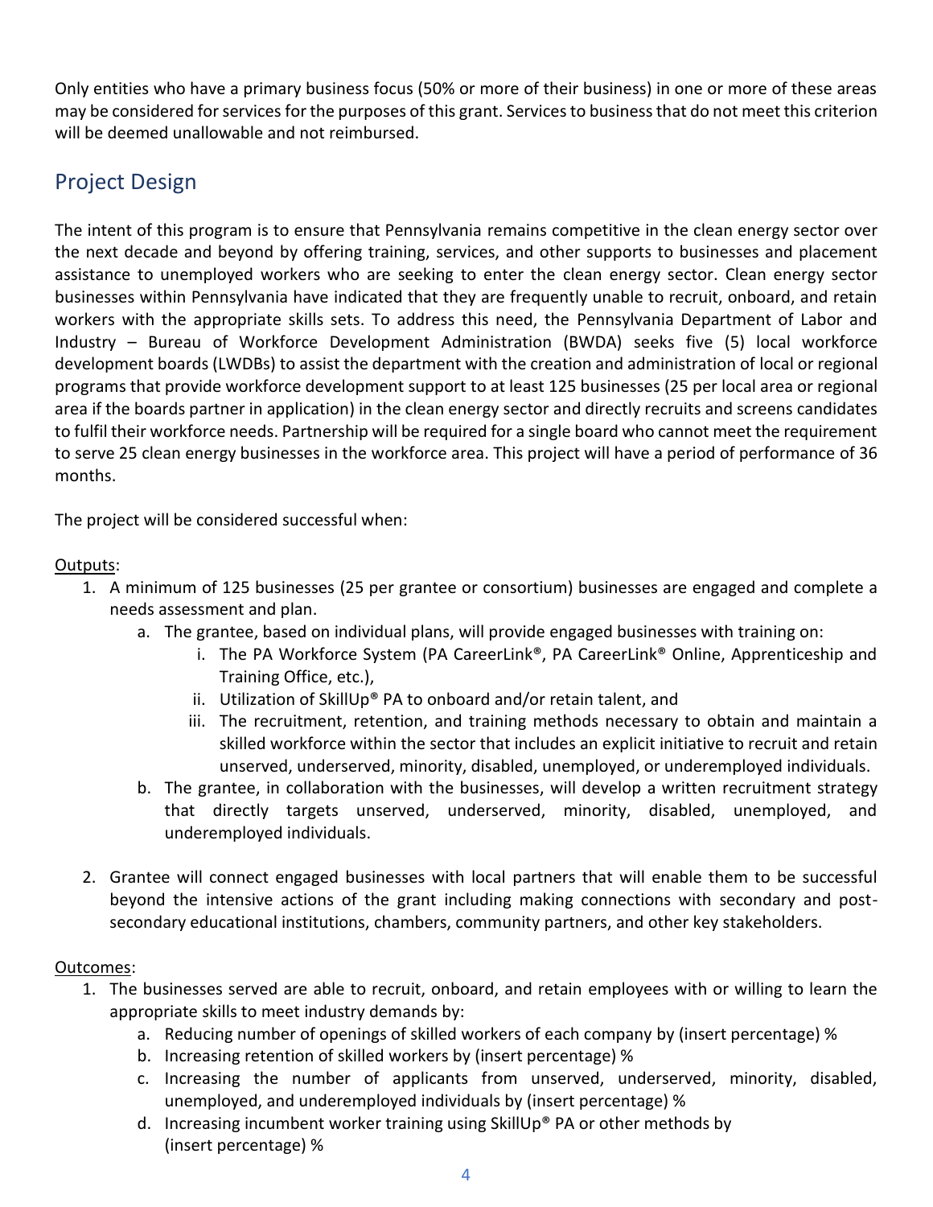Only entities who have a primary business focus (50% or more of their business) in one or more of these areas may be considered for services for the purposes of this grant. Services to business that do not meet this criterion will be deemed unallowable and not reimbursed.

## Project Design

The intent of this program is to ensure that Pennsylvania remains competitive in the clean energy sector over the next decade and beyond by offering training, services, and other supports to businesses and placement assistance to unemployed workers who are seeking to enter the clean energy sector. Clean energy sector businesses within Pennsylvania have indicated that they are frequently unable to recruit, onboard, and retain workers with the appropriate skills sets. To address this need, the Pennsylvania Department of Labor and Industry – Bureau of Workforce Development Administration (BWDA) seeks five (5) local workforce development boards (LWDBs) to assist the department with the creation and administration of local or regional programs that provide workforce development support to at least 125 businesses (25 per local area or regional area if the boards partner in application) in the clean energy sector and directly recruits and screens candidates to fulfil their workforce needs. Partnership will be required for a single board who cannot meet the requirement to serve 25 clean energy businesses in the workforce area. This project will have a period of performance of 36 months.

The project will be considered successful when:

<u>Outputs</u>:

1. A minimum of 125 businesses (25 per grantee or consortium) businesses are engaged and complete a needs assessment and plan.
   a. The grantee, based on individual plans, will provide engaged businesses with training on:
      i. The PA Workforce System (PA CareerLink®, PA CareerLink® Online, Apprenticeship and Training Office, etc.),
      ii. Utilization of SkillUp® PA to onboard and/or retain talent, and
      iii. The recruitment, retention, and training methods necessary to obtain and maintain a skilled workforce within the sector that includes an explicit initiative to recruit and retain unserved, underserved, minority, disabled, unemployed, or underemployed individuals.
   b. The grantee, in collaboration with the businesses, will develop a written recruitment strategy that directly targets unserved, underserved, minority, disabled, unemployed, and underemployed individuals.

2. Grantee will connect engaged businesses with local partners that will enable them to be successful beyond the intensive actions of the grant including making connections with secondary and post-secondary educational institutions, chambers, community partners, and other key stakeholders.

<u>Outcomes</u>:

1. The businesses served are able to recruit, onboard, and retain employees with or willing to learn the appropriate skills to meet industry demands by:
   a. Reducing number of openings of skilled workers of each company by (insert percentage) %
   b. Increasing retention of skilled workers by (insert percentage) %
   c. Increasing the number of applicants from unserved, underserved, minority, disabled, unemployed, and underemployed individuals by (insert percentage) %
   d. Increasing incumbent worker training using SkillUp® PA or other methods by (insert percentage) %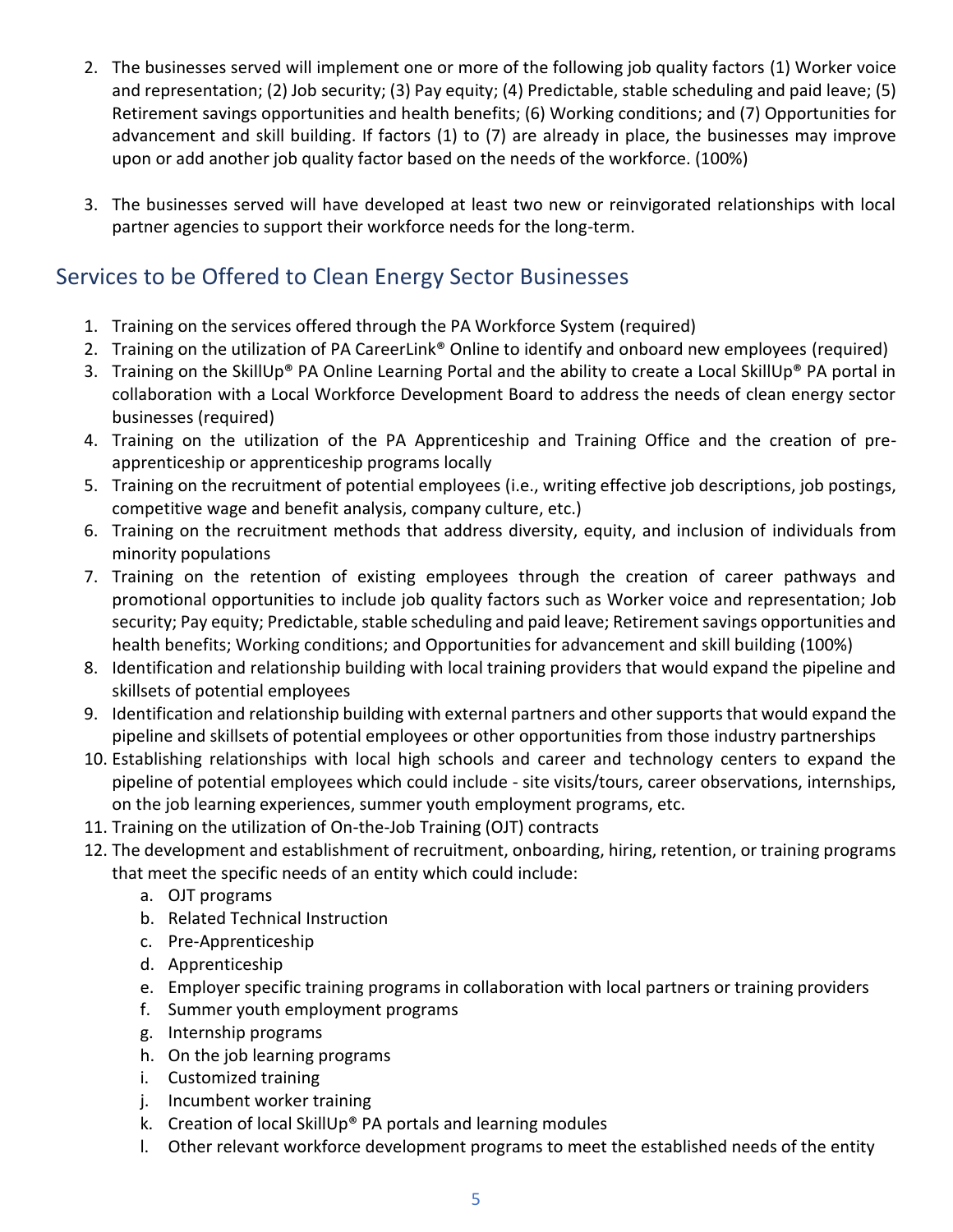2. The businesses served will implement one or more of the following job quality factors (1) Worker voice and representation; (2) Job security; (3) Pay equity; (4) Predictable, stable scheduling and paid leave; (5) Retirement savings opportunities and health benefits; (6) Working conditions; and (7) Opportunities for advancement and skill building. If factors (1) to (7) are already in place, the businesses may improve upon or add another job quality factor based on the needs of the workforce. (100%)

3. The businesses served will have developed at least two new or reinvigorated relationships with local partner agencies to support their workforce needs for the long-term.

## Services to be Offered to Clean Energy Sector Businesses

1. Training on the services offered through the PA Workforce System (required)
2. Training on the utilization of PA CareerLink® Online to identify and onboard new employees (required)
3. Training on the SkillUp® PA Online Learning Portal and the ability to create a Local SkillUp® PA portal in collaboration with a Local Workforce Development Board to address the needs of clean energy sector businesses (required)
4. Training on the utilization of the PA Apprenticeship and Training Office and the creation of pre-apprenticeship or apprenticeship programs locally
5. Training on the recruitment of potential employees (i.e., writing effective job descriptions, job postings, competitive wage and benefit analysis, company culture, etc.)
6. Training on the recruitment methods that address diversity, equity, and inclusion of individuals from minority populations
7. Training on the retention of existing employees through the creation of career pathways and promotional opportunities to include job quality factors such as Worker voice and representation; Job security; Pay equity; Predictable, stable scheduling and paid leave; Retirement savings opportunities and health benefits; Working conditions; and Opportunities for advancement and skill building (100%)
8. Identification and relationship building with local training providers that would expand the pipeline and skillsets of potential employees
9. Identification and relationship building with external partners and other supports that would expand the pipeline and skillsets of potential employees or other opportunities from those industry partnerships
10. Establishing relationships with local high schools and career and technology centers to expand the pipeline of potential employees which could include - site visits/tours, career observations, internships, on the job learning experiences, summer youth employment programs, etc.
11. Training on the utilization of On-the-Job Training (OJT) contracts
12. The development and establishment of recruitment, onboarding, hiring, retention, or training programs that meet the specific needs of an entity which could include:
    a. OJT programs
    b. Related Technical Instruction
    c. Pre-Apprenticeship
    d. Apprenticeship
    e. Employer specific training programs in collaboration with local partners or training providers
    f. Summer youth employment programs
    g. Internship programs
    h. On the job learning programs
    i. Customized training
    j. Incumbent worker training
    k. Creation of local SkillUp® PA portals and learning modules
    l. Other relevant workforce development programs to meet the established needs of the entity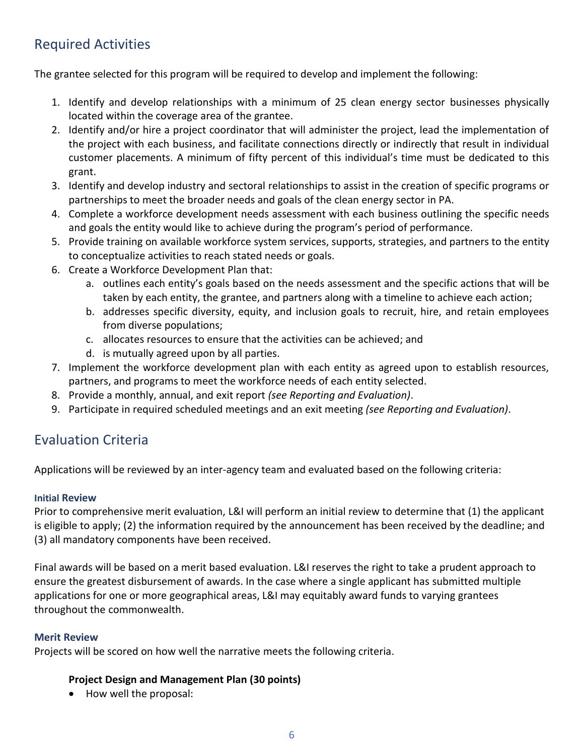## Required Activities

The grantee selected for this program will be required to develop and implement the following:

1. Identify and develop relationships with a minimum of 25 clean energy sector businesses physically located within the coverage area of the grantee.
2. Identify and/or hire a project coordinator that will administer the project, lead the implementation of the project with each business, and facilitate connections directly or indirectly that result in individual customer placements. A minimum of fifty percent of this individual's time must be dedicated to this grant.
3. Identify and develop industry and sectoral relationships to assist in the creation of specific programs or partnerships to meet the broader needs and goals of the clean energy sector in PA.
4. Complete a workforce development needs assessment with each business outlining the specific needs and goals the entity would like to achieve during the program's period of performance.
5. Provide training on available workforce system services, supports, strategies, and partners to the entity to conceptualize activities to reach stated needs or goals.
6. Create a Workforce Development Plan that:
   a. outlines each entity's goals based on the needs assessment and the specific actions that will be taken by each entity, the grantee, and partners along with a timeline to achieve each action;
   b. addresses specific diversity, equity, and inclusion goals to recruit, hire, and retain employees from diverse populations;
   c. allocates resources to ensure that the activities can be achieved; and
   d. is mutually agreed upon by all parties.
7. Implement the workforce development plan with each entity as agreed upon to establish resources, partners, and programs to meet the workforce needs of each entity selected.
8. Provide a monthly, annual, and exit report *(see Reporting and Evaluation)*.
9. Participate in required scheduled meetings and an exit meeting *(see Reporting and Evaluation)*.

## Evaluation Criteria

Applications will be reviewed by an inter-agency team and evaluated based on the following criteria:

#### Initial Review

Prior to comprehensive merit evaluation, L&I will perform an initial review to determine that (1) the applicant is eligible to apply; (2) the information required by the announcement has been received by the deadline; and (3) all mandatory components have been received.

Final awards will be based on a merit based evaluation. L&I reserves the right to take a prudent approach to ensure the greatest disbursement of awards. In the case where a single applicant has submitted multiple applications for one or more geographical areas, L&I may equitably award funds to varying grantees throughout the commonwealth.

#### Merit Review

Projects will be scored on how well the narrative meets the following criteria.

**Project Design and Management Plan (30 points)**

- How well the proposal: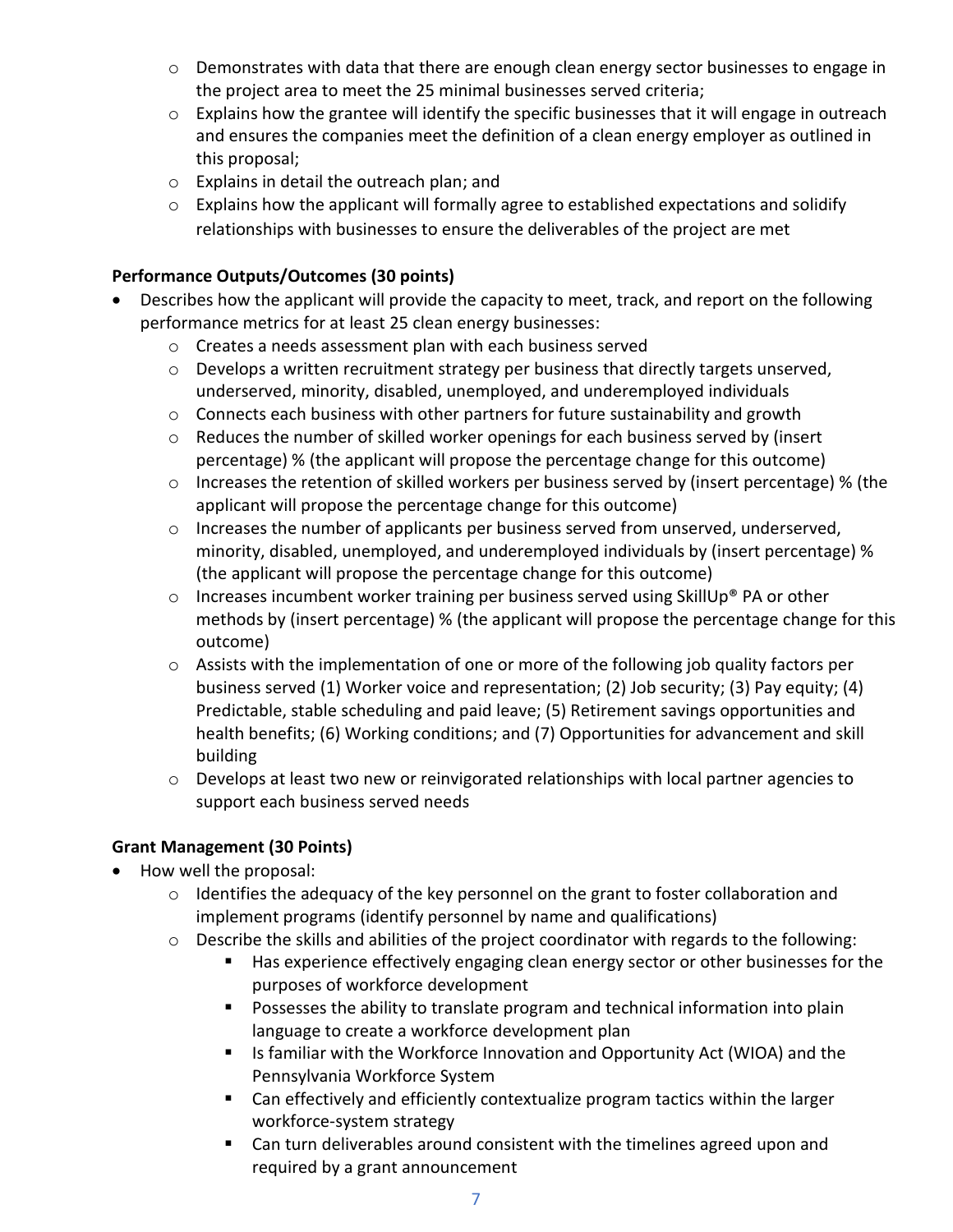- Demonstrates with data that there are enough clean energy sector businesses to engage in the project area to meet the 25 minimal businesses served criteria;
  - Explains how the grantee will identify the specific businesses that it will engage in outreach and ensures the companies meet the definition of a clean energy employer as outlined in this proposal;
  - Explains in detail the outreach plan; and
  - Explains how the applicant will formally agree to established expectations and solidify relationships with businesses to ensure the deliverables of the project are met

**Performance Outputs/Outcomes (30 points)**

- Describes how the applicant will provide the capacity to meet, track, and report on the following performance metrics for at least 25 clean energy businesses:
  - Creates a needs assessment plan with each business served
  - Develops a written recruitment strategy per business that directly targets unserved, underserved, minority, disabled, unemployed, and underemployed individuals
  - Connects each business with other partners for future sustainability and growth
  - Reduces the number of skilled worker openings for each business served by (insert percentage) % (the applicant will propose the percentage change for this outcome)
  - Increases the retention of skilled workers per business served by (insert percentage) % (the applicant will propose the percentage change for this outcome)
  - Increases the number of applicants per business served from unserved, underserved, minority, disabled, unemployed, and underemployed individuals by (insert percentage) % (the applicant will propose the percentage change for this outcome)
  - Increases incumbent worker training per business served using SkillUp® PA or other methods by (insert percentage) % (the applicant will propose the percentage change for this outcome)
  - Assists with the implementation of one or more of the following job quality factors per business served (1) Worker voice and representation; (2) Job security; (3) Pay equity; (4) Predictable, stable scheduling and paid leave; (5) Retirement savings opportunities and health benefits; (6) Working conditions; and (7) Opportunities for advancement and skill building
  - Develops at least two new or reinvigorated relationships with local partner agencies to support each business served needs

**Grant Management (30 Points)**

- How well the proposal:
  - Identifies the adequacy of the key personnel on the grant to foster collaboration and implement programs (identify personnel by name and qualifications)
  - Describe the skills and abilities of the project coordinator with regards to the following:
    - Has experience effectively engaging clean energy sector or other businesses for the purposes of workforce development
    - Possesses the ability to translate program and technical information into plain language to create a workforce development plan
    - Is familiar with the Workforce Innovation and Opportunity Act (WIOA) and the Pennsylvania Workforce System
    - Can effectively and efficiently contextualize program tactics within the larger workforce-system strategy
    - Can turn deliverables around consistent with the timelines agreed upon and required by a grant announcement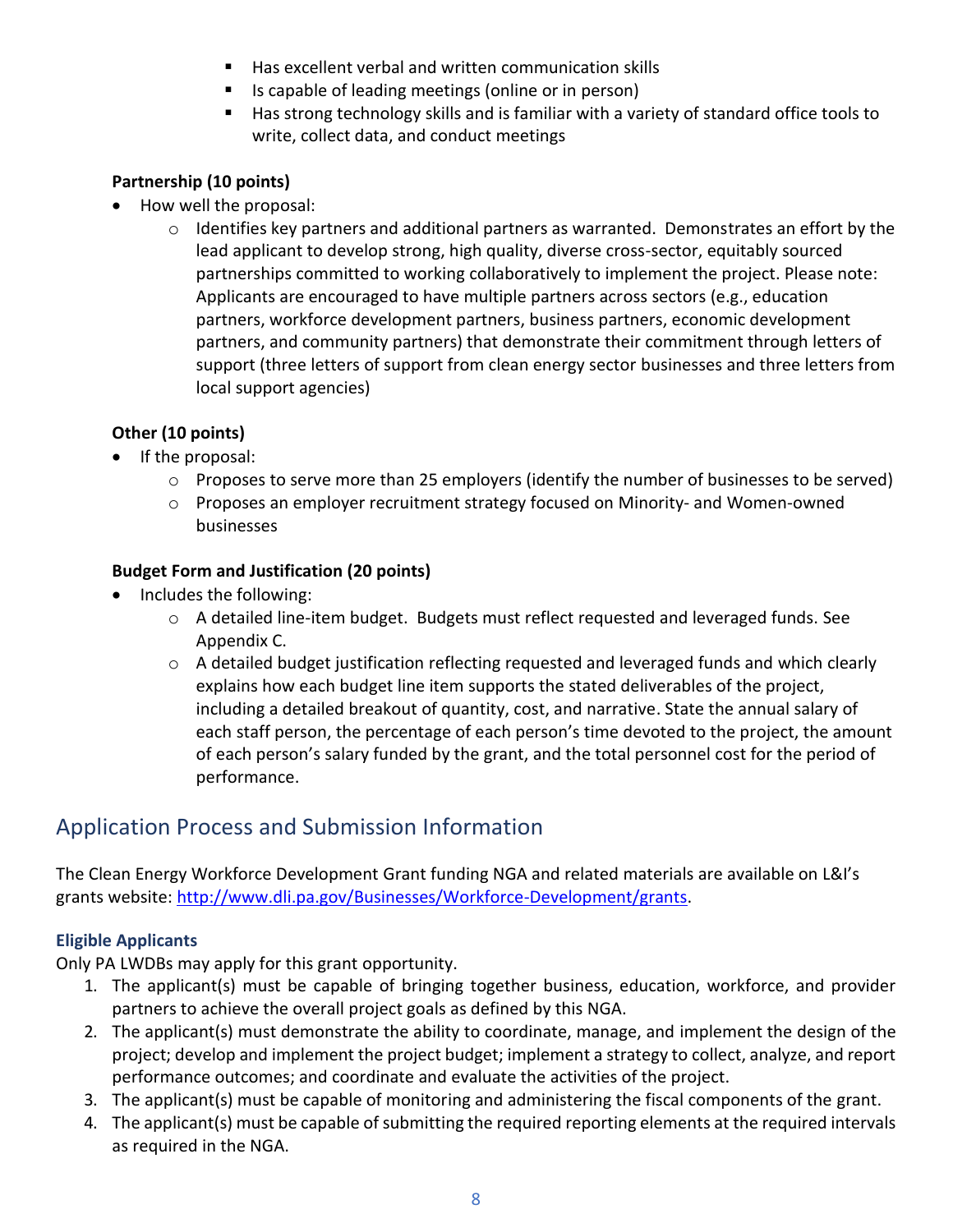- Has excellent verbal and written communication skills
    - Is capable of leading meetings (online or in person)
    - Has strong technology skills and is familiar with a variety of standard office tools to write, collect data, and conduct meetings

**Partnership (10 points)**

- How well the proposal:
    - Identifies key partners and additional partners as warranted. Demonstrates an effort by the lead applicant to develop strong, high quality, diverse cross-sector, equitably sourced partnerships committed to working collaboratively to implement the project. Please note: Applicants are encouraged to have multiple partners across sectors (e.g., education partners, workforce development partners, business partners, economic development partners, and community partners) that demonstrate their commitment through letters of support (three letters of support from clean energy sector businesses and three letters from local support agencies)

**Other (10 points)**

- If the proposal:
    - Proposes to serve more than 25 employers (identify the number of businesses to be served)
    - Proposes an employer recruitment strategy focused on Minority- and Women-owned businesses

**Budget Form and Justification (20 points)**

- Includes the following:
    - A detailed line-item budget. Budgets must reflect requested and leveraged funds. See Appendix C.
    - A detailed budget justification reflecting requested and leveraged funds and which clearly explains how each budget line item supports the stated deliverables of the project, including a detailed breakout of quantity, cost, and narrative. State the annual salary of each staff person, the percentage of each person's time devoted to the project, the amount of each person's salary funded by the grant, and the total personnel cost for the period of performance.

## Application Process and Submission Information

The Clean Energy Workforce Development Grant funding NGA and related materials are available on L&I's grants website: [http://www.dli.pa.gov/Businesses/Workforce-Development/grants](http://www.dli.pa.gov/Businesses/Workforce-Development/grants).

### Eligible Applicants

Only PA LWDBs may apply for this grant opportunity.

1. The applicant(s) must be capable of bringing together business, education, workforce, and provider partners to achieve the overall project goals as defined by this NGA.
2. The applicant(s) must demonstrate the ability to coordinate, manage, and implement the design of the project; develop and implement the project budget; implement a strategy to collect, analyze, and report performance outcomes; and coordinate and evaluate the activities of the project.
3. The applicant(s) must be capable of monitoring and administering the fiscal components of the grant.
4. The applicant(s) must be capable of submitting the required reporting elements at the required intervals as required in the NGA.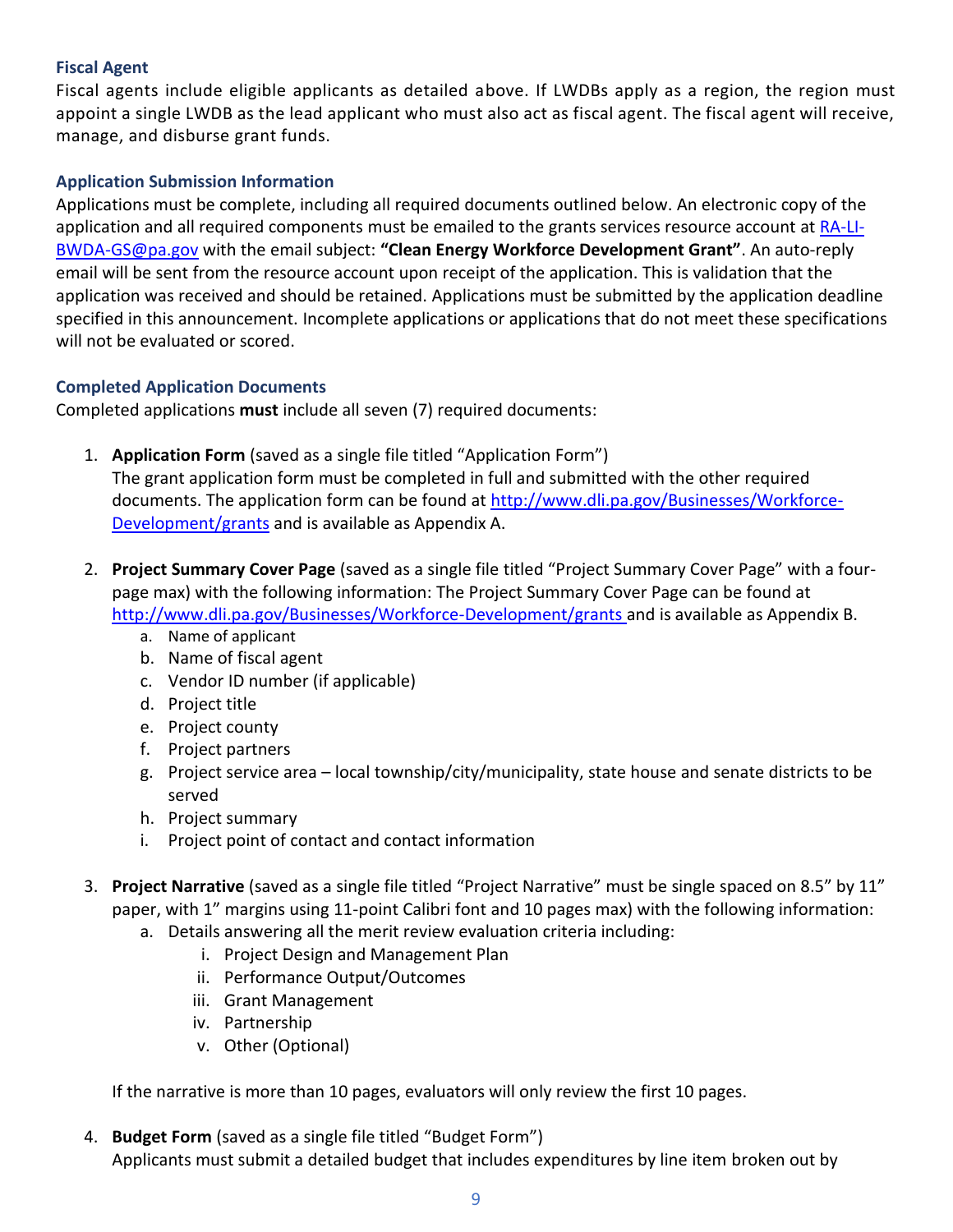### Fiscal Agent

Fiscal agents include eligible applicants as detailed above. If LWDBs apply as a region, the region must appoint a single LWDB as the lead applicant who must also act as fiscal agent. The fiscal agent will receive, manage, and disburse grant funds.

### Application Submission Information

Applications must be complete, including all required documents outlined below. An electronic copy of the application and all required components must be emailed to the grants services resource account at [RA-LI-BWDA-GS@pa.gov](mailto:RA-LI-BWDA-GS@pa.gov) with the email subject: **"Clean Energy Workforce Development Grant"**. An auto-reply email will be sent from the resource account upon receipt of the application. This is validation that the application was received and should be retained. Applications must be submitted by the application deadline specified in this announcement. Incomplete applications or applications that do not meet these specifications will not be evaluated or scored.

### Completed Application Documents

Completed applications **must** include all seven (7) required documents:

1. **Application Form** (saved as a single file titled "Application Form")
   The grant application form must be completed in full and submitted with the other required documents. The application form can be found at [http://www.dli.pa.gov/Businesses/Workforce-Development/grants](http://www.dli.pa.gov/Businesses/Workforce-Development/grants) and is available as Appendix A.

2. **Project Summary Cover Page** (saved as a single file titled "Project Summary Cover Page" with a four-page max) with the following information: The Project Summary Cover Page can be found at [http://www.dli.pa.gov/Businesses/Workforce-Development/grants](http://www.dli.pa.gov/Businesses/Workforce-Development/grants) and is available as Appendix B.
   a. Name of applicant
   b. Name of fiscal agent
   c. Vendor ID number (if applicable)
   d. Project title
   e. Project county
   f. Project partners
   g. Project service area – local township/city/municipality, state house and senate districts to be served
   h. Project summary
   i. Project point of contact and contact information

3. **Project Narrative** (saved as a single file titled "Project Narrative" must be single spaced on 8.5" by 11" paper, with 1" margins using 11-point Calibri font and 10 pages max) with the following information:
   a. Details answering all the merit review evaluation criteria including:
      i. Project Design and Management Plan
      ii. Performance Output/Outcomes
      iii. Grant Management
      iv. Partnership
      v. Other (Optional)

   If the narrative is more than 10 pages, evaluators will only review the first 10 pages.

4. **Budget Form** (saved as a single file titled "Budget Form")
   Applicants must submit a detailed budget that includes expenditures by line item broken out by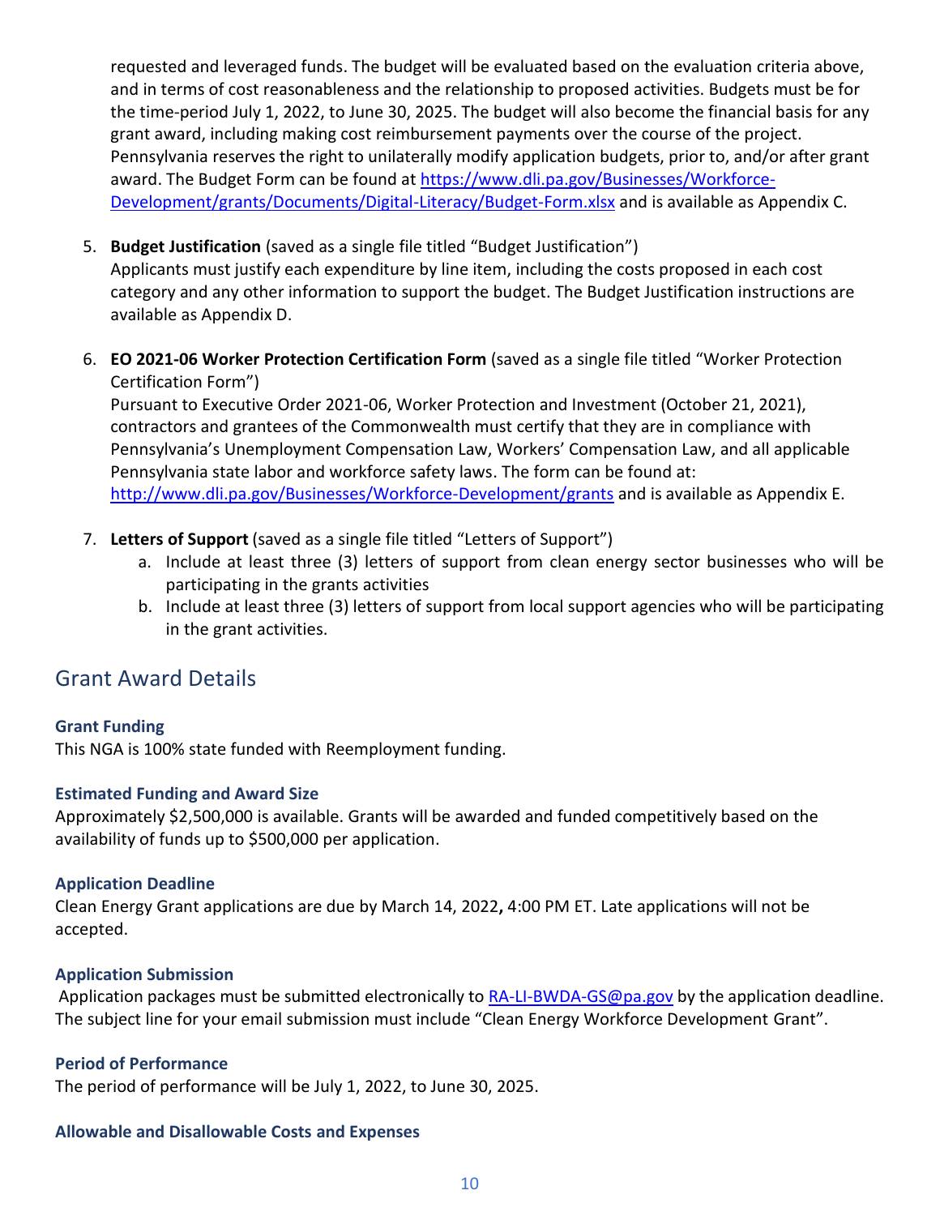requested and leveraged funds. The budget will be evaluated based on the evaluation criteria above, and in terms of cost reasonableness and the relationship to proposed activities. Budgets must be for the time-period July 1, 2022, to June 30, 2025. The budget will also become the financial basis for any grant award, including making cost reimbursement payments over the course of the project. Pennsylvania reserves the right to unilaterally modify application budgets, prior to, and/or after grant award. The Budget Form can be found at [https://www.dli.pa.gov/Businesses/Workforce-Development/grants/Documents/Digital-Literacy/Budget-Form.xlsx](https://www.dli.pa.gov/Businesses/Workforce-Development/grants/Documents/Digital-Literacy/Budget-Form.xlsx) and is available as Appendix C.

5. **Budget Justification** (saved as a single file titled "Budget Justification")
   Applicants must justify each expenditure by line item, including the costs proposed in each cost category and any other information to support the budget. The Budget Justification instructions are available as Appendix D.

6. **EO 2021-06 Worker Protection Certification Form** (saved as a single file titled "Worker Protection Certification Form")
   Pursuant to Executive Order 2021-06, Worker Protection and Investment (October 21, 2021), contractors and grantees of the Commonwealth must certify that they are in compliance with Pennsylvania's Unemployment Compensation Law, Workers' Compensation Law, and all applicable Pennsylvania state labor and workforce safety laws. The form can be found at: [http://www.dli.pa.gov/Businesses/Workforce-Development/grants](http://www.dli.pa.gov/Businesses/Workforce-Development/grants) and is available as Appendix E.

7. **Letters of Support** (saved as a single file titled "Letters of Support")
   a. Include at least three (3) letters of support from clean energy sector businesses who will be participating in the grants activities
   b. Include at least three (3) letters of support from local support agencies who will be participating in the grant activities.

## Grant Award Details

### Grant Funding

This NGA is 100% state funded with Reemployment funding.

### Estimated Funding and Award Size

Approximately $2,500,000 is available. Grants will be awarded and funded competitively based on the availability of funds up to $500,000 per application.

### Application Deadline

Clean Energy Grant applications are due by March 14, 2022**,** 4:00 PM ET. Late applications will not be accepted.

### Application Submission

Application packages must be submitted electronically to [RA-LI-BWDA-GS@pa.gov](mailto:RA-LI-BWDA-GS@pa.gov) by the application deadline. The subject line for your email submission must include "Clean Energy Workforce Development Grant".

### Period of Performance

The period of performance will be July 1, 2022, to June 30, 2025.

### Allowable and Disallowable Costs and Expenses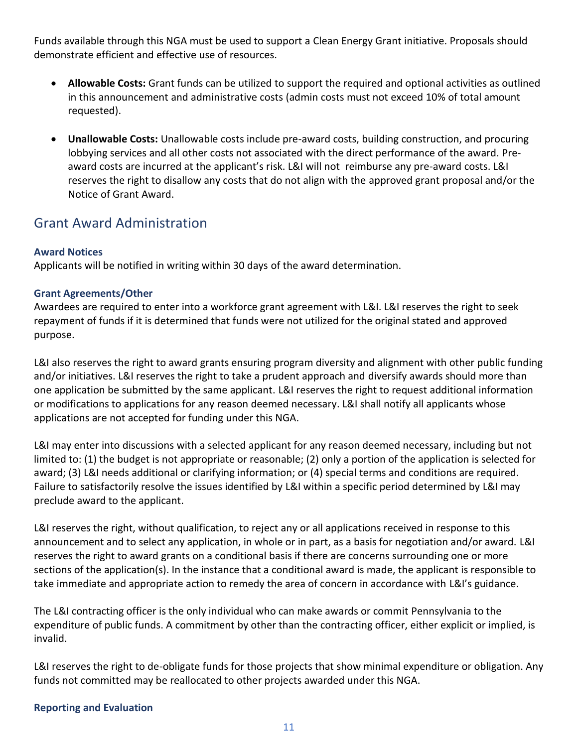Funds available through this NGA must be used to support a Clean Energy Grant initiative. Proposals should demonstrate efficient and effective use of resources.

- **Allowable Costs:** Grant funds can be utilized to support the required and optional activities as outlined in this announcement and administrative costs (admin costs must not exceed 10% of total amount requested).
- **Unallowable Costs:** Unallowable costs include pre-award costs, building construction, and procuring lobbying services and all other costs not associated with the direct performance of the award. Pre-award costs are incurred at the applicant's risk. L&I will not reimburse any pre-award costs. L&I reserves the right to disallow any costs that do not align with the approved grant proposal and/or the Notice of Grant Award.

## Grant Award Administration

### Award Notices

Applicants will be notified in writing within 30 days of the award determination.

### Grant Agreements/Other

Awardees are required to enter into a workforce grant agreement with L&I. L&I reserves the right to seek repayment of funds if it is determined that funds were not utilized for the original stated and approved purpose.

L&I also reserves the right to award grants ensuring program diversity and alignment with other public funding and/or initiatives. L&I reserves the right to take a prudent approach and diversify awards should more than one application be submitted by the same applicant. L&I reserves the right to request additional information or modifications to applications for any reason deemed necessary. L&I shall notify all applicants whose applications are not accepted for funding under this NGA.

L&I may enter into discussions with a selected applicant for any reason deemed necessary, including but not limited to: (1) the budget is not appropriate or reasonable; (2) only a portion of the application is selected for award; (3) L&I needs additional or clarifying information; or (4) special terms and conditions are required. Failure to satisfactorily resolve the issues identified by L&I within a specific period determined by L&I may preclude award to the applicant.

L&I reserves the right, without qualification, to reject any or all applications received in response to this announcement and to select any application, in whole or in part, as a basis for negotiation and/or award. L&I reserves the right to award grants on a conditional basis if there are concerns surrounding one or more sections of the application(s). In the instance that a conditional award is made, the applicant is responsible to take immediate and appropriate action to remedy the area of concern in accordance with L&I's guidance.

The L&I contracting officer is the only individual who can make awards or commit Pennsylvania to the expenditure of public funds. A commitment by other than the contracting officer, either explicit or implied, is invalid.

L&I reserves the right to de-obligate funds for those projects that show minimal expenditure or obligation. Any funds not committed may be reallocated to other projects awarded under this NGA.

### Reporting and Evaluation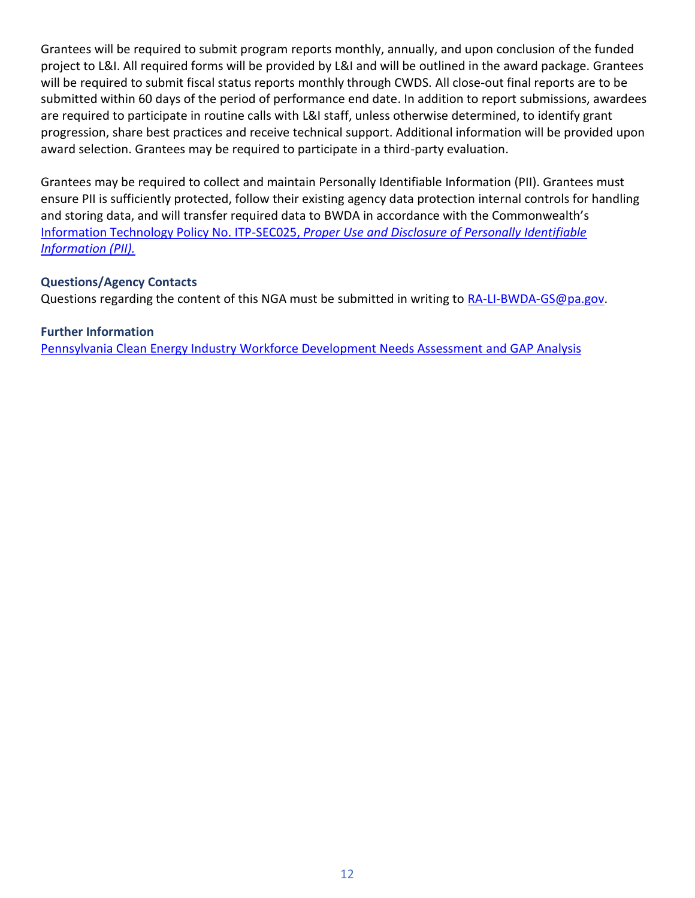Grantees will be required to submit program reports monthly, annually, and upon conclusion of the funded project to L&I. All required forms will be provided by L&I and will be outlined in the award package. Grantees will be required to submit fiscal status reports monthly through CWDS. All close-out final reports are to be submitted within 60 days of the period of performance end date. In addition to report submissions, awardees are required to participate in routine calls with L&I staff, unless otherwise determined, to identify grant progression, share best practices and receive technical support. Additional information will be provided upon award selection. Grantees may be required to participate in a third-party evaluation.

Grantees may be required to collect and maintain Personally Identifiable Information (PII). Grantees must ensure PII is sufficiently protected, follow their existing agency data protection internal controls for handling and storing data, and will transfer required data to BWDA in accordance with the Commonwealth's [Information Technology Policy No. ITP-SEC025, *Proper Use and Disclosure of Personally Identifiable Information (PII).*]()

### Questions/Agency Contacts

Questions regarding the content of this NGA must be submitted in writing to [RA-LI-BWDA-GS@pa.gov](mailto:RA-LI-BWDA-GS@pa.gov).

### Further Information

[Pennsylvania Clean Energy Industry Workforce Development Needs Assessment and GAP Analysis]()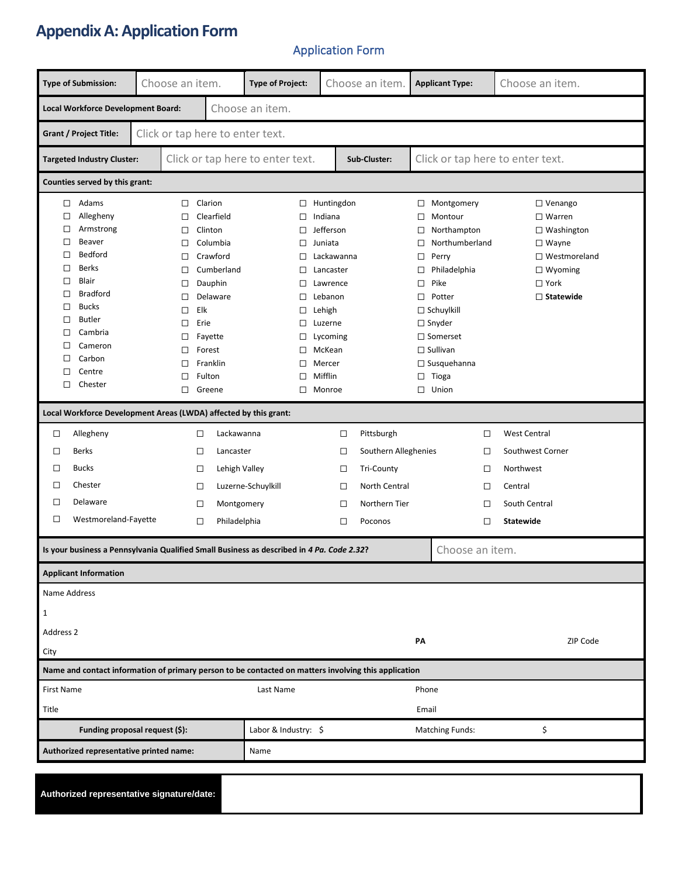# Appendix A: Application Form

## Application Form

| Type of Submission: | Choose an item. | Type of Project: | Choose an item. | Applicant Type: | Choose an item. |
|---|---|---|---|---|---|

| Local Workforce Development Board: | Choose an item. |
|---|---|
| Grant / Project Title: | Click or tap here to enter text. |

| Targeted Industry Cluster: | Click or tap here to enter text. | Sub-Cluster: | Click or tap here to enter text. |
|---|---|---|---|

**Counties served by this grant:**

| | | | | |
|---|---|---|---|---|
| ☐ Adams | ☐ Clarion | ☐ Huntingdon | ☐ Montgomery | ☐ Venango |
| ☐ Allegheny | ☐ Clearfield | ☐ Indiana | ☐ Montour | ☐ Warren |
| ☐ Armstrong | ☐ Clinton | ☐ Jefferson | ☐ Northampton | ☐ Washington |
| ☐ Beaver | ☐ Columbia | ☐ Juniata | ☐ Northumberland | ☐ Wayne |
| ☐ Bedford | ☐ Crawford | ☐ Lackawanna | ☐ Perry | ☐ Westmoreland |
| ☐ Berks | ☐ Cumberland | ☐ Lancaster | ☐ Philadelphia | ☐ Wyoming |
| ☐ Blair | ☐ Dauphin | ☐ Lawrence | ☐ Pike | ☐ York |
| ☐ Bradford | ☐ Delaware | ☐ Lebanon | ☐ Potter | ☐ **Statewide** |
| ☐ Bucks | ☐ Elk | ☐ Lehigh | ☐ Schuylkill | |
| ☐ Butler | ☐ Erie | ☐ Luzerne | ☐ Snyder | |
| ☐ Cambria | ☐ Fayette | ☐ Lycoming | ☐ Somerset | |
| ☐ Cameron | ☐ Forest | ☐ McKean | ☐ Sullivan | |
| ☐ Carbon | ☐ Franklin | ☐ Mercer | ☐ Susquehanna | |
| ☐ Centre | ☐ Fulton | ☐ Mifflin | ☐ Tioga | |
| ☐ Chester | ☐ Greene | ☐ Monroe | ☐ Union | |

**Local Workforce Development Areas (LWDA) affected by this grant:**

| | | | |
|---|---|---|---|
| ☐ Allegheny | ☐ Lackawanna | ☐ Pittsburgh | ☐ West Central |
| ☐ Berks | ☐ Lancaster | ☐ Southern Alleghenies | ☐ Southwest Corner |
| ☐ Bucks | ☐ Lehigh Valley | ☐ Tri-County | ☐ Northwest |
| ☐ Chester | ☐ Luzerne-Schuylkill | ☐ North Central | ☐ Central |
| ☐ Delaware | ☐ Montgomery | ☐ Northern Tier | ☐ South Central |
| ☐ Westmoreland-Fayette | ☐ Philadelphia | ☐ Poconos | ☐ **Statewide** |

| Is your business a Pennsylvania Qualified Small Business as described in *4 Pa. Code 2.32*? | Choose an item. |
|---|---|

**Applicant Information**

Name Address

1

Address 2

City

**PA**

ZIP Code

**Name and contact information of primary person to be contacted on matters involving this application**

| First Name | Last Name | Phone |
|---|---|---|
| Title | | Email |

| Funding proposal request ($): | Labor & Industry: $ | Matching Funds: | $ |
|---|---|---|---|
| Authorized representative printed name: | Name | | |

| Authorized representative signature/date: | |
|---|---|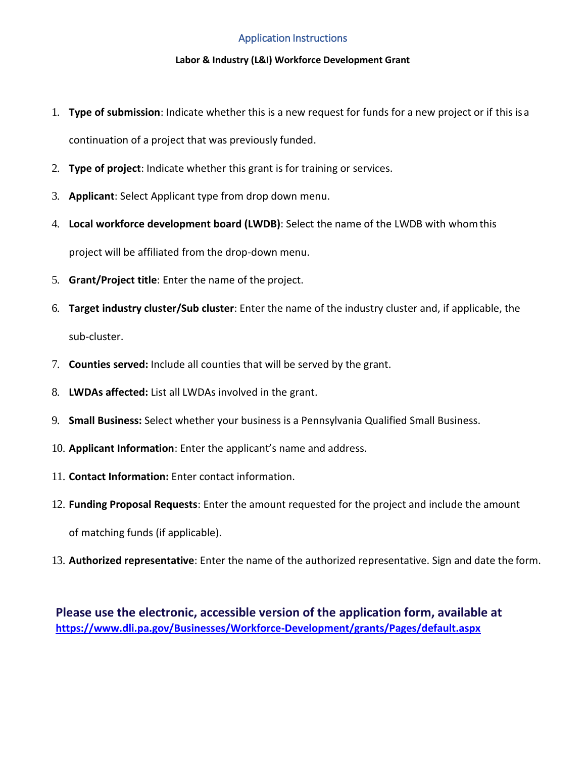## Application Instructions

**Labor & Industry (L&I) Workforce Development Grant**

1. **Type of submission**: Indicate whether this is a new request for funds for a new project or if this is a continuation of a project that was previously funded.
2. **Type of project**: Indicate whether this grant is for training or services.
3. **Applicant**: Select Applicant type from drop down menu.
4. **Local workforce development board (LWDB)**: Select the name of the LWDB with whom this project will be affiliated from the drop-down menu.
5. **Grant/Project title**: Enter the name of the project.
6. **Target industry cluster/Sub cluster**: Enter the name of the industry cluster and, if applicable, the sub-cluster.
7. **Counties served:** Include all counties that will be served by the grant.
8. **LWDAs affected:** List all LWDAs involved in the grant.
9. **Small Business:** Select whether your business is a Pennsylvania Qualified Small Business.
10. **Applicant Information**: Enter the applicant's name and address.
11. **Contact Information:** Enter contact information.
12. **Funding Proposal Requests**: Enter the amount requested for the project and include the amount of matching funds (if applicable).
13. **Authorized representative**: Enter the name of the authorized representative. Sign and date the form.

**Please use the electronic, accessible version of the application form, available at**
**https://www.dli.pa.gov/Businesses/Workforce-Development/grants/Pages/default.aspx**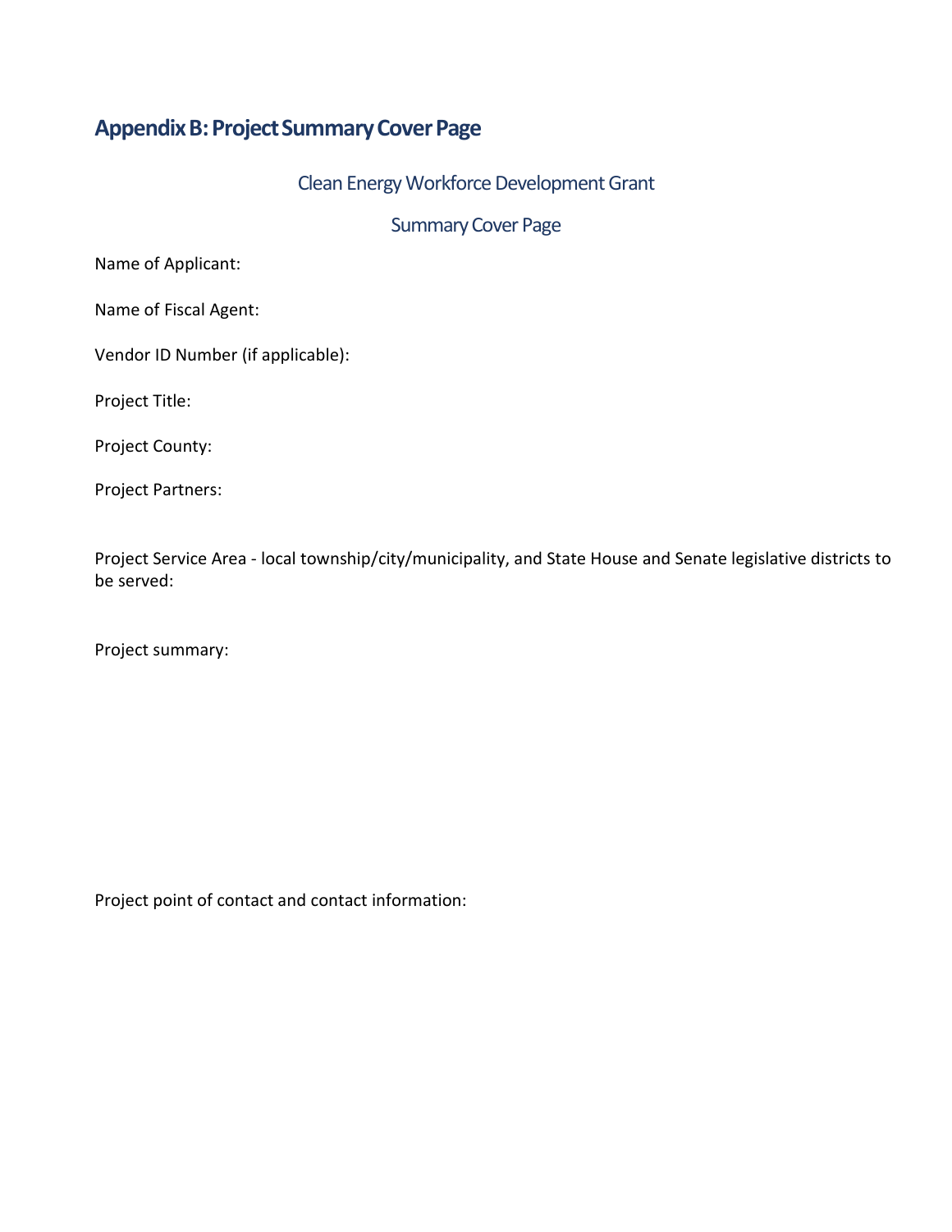## Appendix B: Project Summary Cover Page

Clean Energy Workforce Development Grant

Summary Cover Page

Name of Applicant:

Name of Fiscal Agent:

Vendor ID Number (if applicable):

Project Title:

Project County:

Project Partners:

Project Service Area - local township/city/municipality, and State House and Senate legislative districts to be served:

Project summary:

Project point of contact and contact information: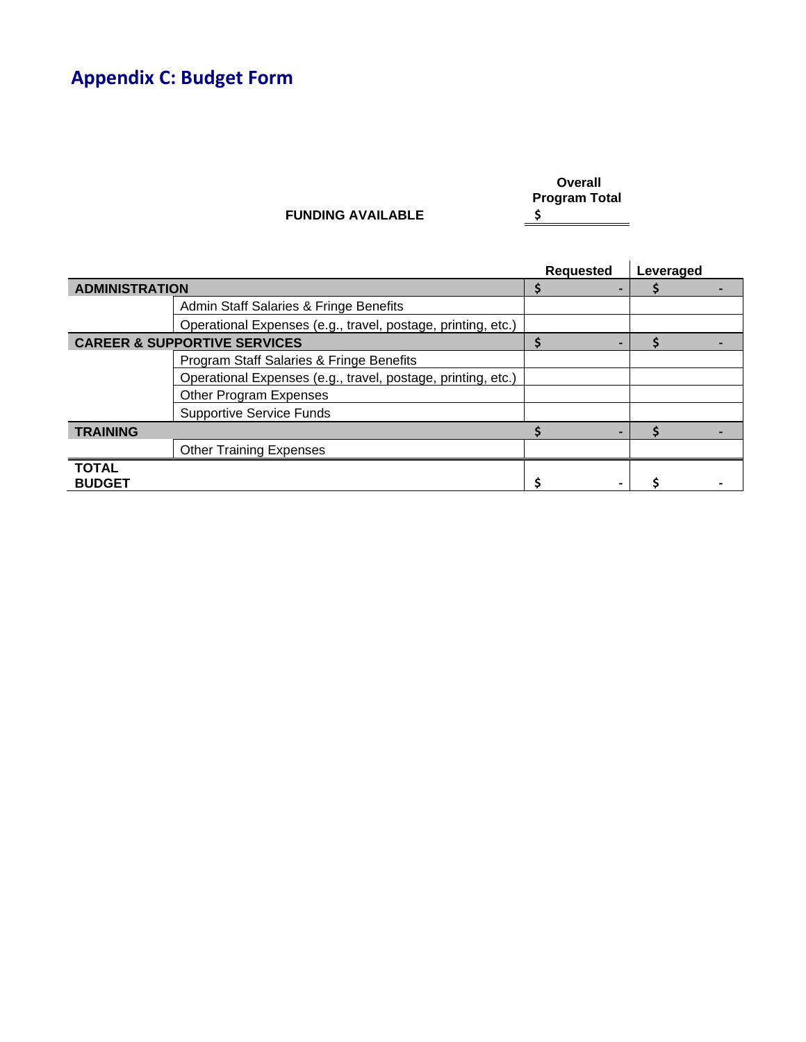# Appendix C: Budget Form

| | Overall Program Total |
|---|---|
| **FUNDING AVAILABLE** | $ |

| | | Requested | Leveraged |
|---|---|---|---|
| **ADMINISTRATION** | | $ - | $ - |
| | Admin Staff Salaries & Fringe Benefits | | |
| | Operational Expenses (e.g., travel, postage, printing, etc.) | | |
| **CAREER & SUPPORTIVE SERVICES** | | $ - | $ - |
| | Program Staff Salaries & Fringe Benefits | | |
| | Operational Expenses (e.g., travel, postage, printing, etc.) | | |
| | Other Program Expenses | | |
| | Supportive Service Funds | | |
| **TRAINING** | | $ - | $ - |
| | Other Training Expenses | | |
| **TOTAL BUDGET** | | $ - | $ - |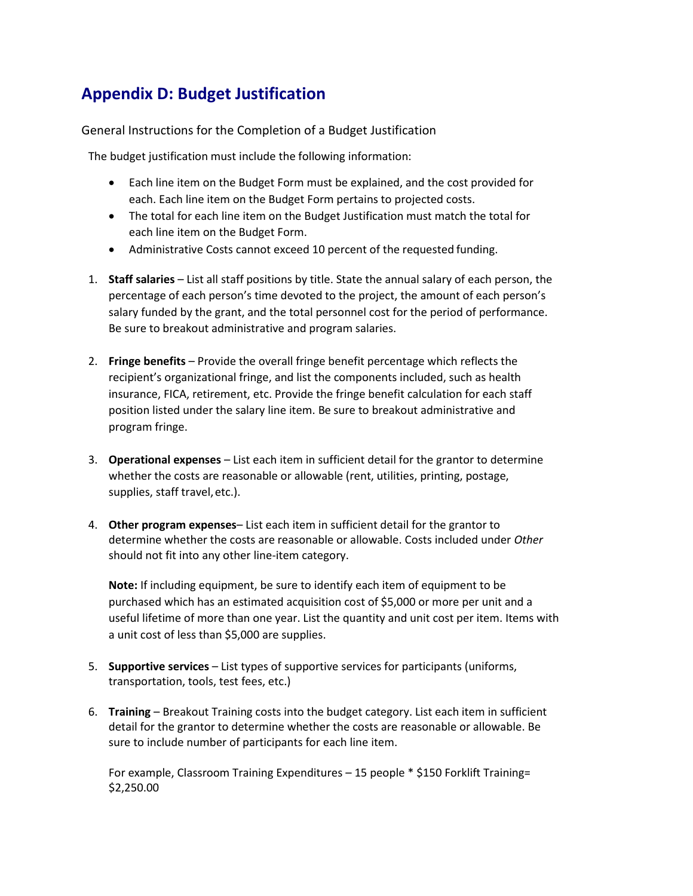# Appendix D: Budget Justification

General Instructions for the Completion of a Budget Justification

The budget justification must include the following information:

- Each line item on the Budget Form must be explained, and the cost provided for each. Each line item on the Budget Form pertains to projected costs.
- The total for each line item on the Budget Justification must match the total for each line item on the Budget Form.
- Administrative Costs cannot exceed 10 percent of the requested funding.

1. **Staff salaries** – List all staff positions by title. State the annual salary of each person, the percentage of each person's time devoted to the project, the amount of each person's salary funded by the grant, and the total personnel cost for the period of performance. Be sure to breakout administrative and program salaries.

2. **Fringe benefits** – Provide the overall fringe benefit percentage which reflects the recipient's organizational fringe, and list the components included, such as health insurance, FICA, retirement, etc. Provide the fringe benefit calculation for each staff position listed under the salary line item. Be sure to breakout administrative and program fringe.

3. **Operational expenses** – List each item in sufficient detail for the grantor to determine whether the costs are reasonable or allowable (rent, utilities, printing, postage, supplies, staff travel, etc.).

4. **Other program expenses**– List each item in sufficient detail for the grantor to determine whether the costs are reasonable or allowable. Costs included under *Other* should not fit into any other line-item category.

   **Note:** If including equipment, be sure to identify each item of equipment to be purchased which has an estimated acquisition cost of $5,000 or more per unit and a useful lifetime of more than one year. List the quantity and unit cost per item. Items with a unit cost of less than $5,000 are supplies.

5. **Supportive services** – List types of supportive services for participants (uniforms, transportation, tools, test fees, etc.)

6. **Training** – Breakout Training costs into the budget category. List each item in sufficient detail for the grantor to determine whether the costs are reasonable or allowable. Be sure to include number of participants for each line item.

   For example, Classroom Training Expenditures – 15 people * $150 Forklift Training= $2,250.00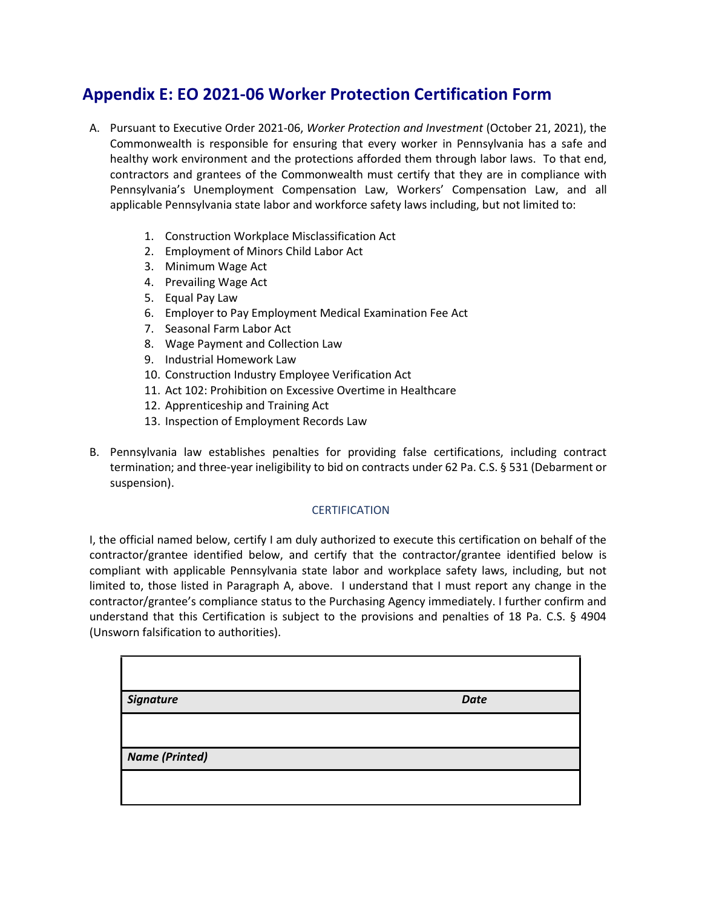# Appendix E: EO 2021-06 Worker Protection Certification Form

A. Pursuant to Executive Order 2021-06, *Worker Protection and Investment* (October 21, 2021), the Commonwealth is responsible for ensuring that every worker in Pennsylvania has a safe and healthy work environment and the protections afforded them through labor laws. To that end, contractors and grantees of the Commonwealth must certify that they are in compliance with Pennsylvania's Unemployment Compensation Law, Workers' Compensation Law, and all applicable Pennsylvania state labor and workforce safety laws including, but not limited to:

1. Construction Workplace Misclassification Act
2. Employment of Minors Child Labor Act
3. Minimum Wage Act
4. Prevailing Wage Act
5. Equal Pay Law
6. Employer to Pay Employment Medical Examination Fee Act
7. Seasonal Farm Labor Act
8. Wage Payment and Collection Law
9. Industrial Homework Law
10. Construction Industry Employee Verification Act
11. Act 102: Prohibition on Excessive Overtime in Healthcare
12. Apprenticeship and Training Act
13. Inspection of Employment Records Law

B. Pennsylvania law establishes penalties for providing false certifications, including contract termination; and three-year ineligibility to bid on contracts under 62 Pa. C.S. § 531 (Debarment or suspension).

CERTIFICATION

I, the official named below, certify I am duly authorized to execute this certification on behalf of the contractor/grantee identified below, and certify that the contractor/grantee identified below is compliant with applicable Pennsylvania state labor and workplace safety laws, including, but not limited to, those listed in Paragraph A, above. I understand that I must report any change in the contractor/grantee's compliance status to the Purchasing Agency immediately. I further confirm and understand that this Certification is subject to the provisions and penalties of 18 Pa. C.S. § 4904 (Unsworn falsification to authorities).

| | |
|---|---|
| | |
| ***Signature*** | ***Date*** |
| | |
| ***Name (Printed)*** | |
| | |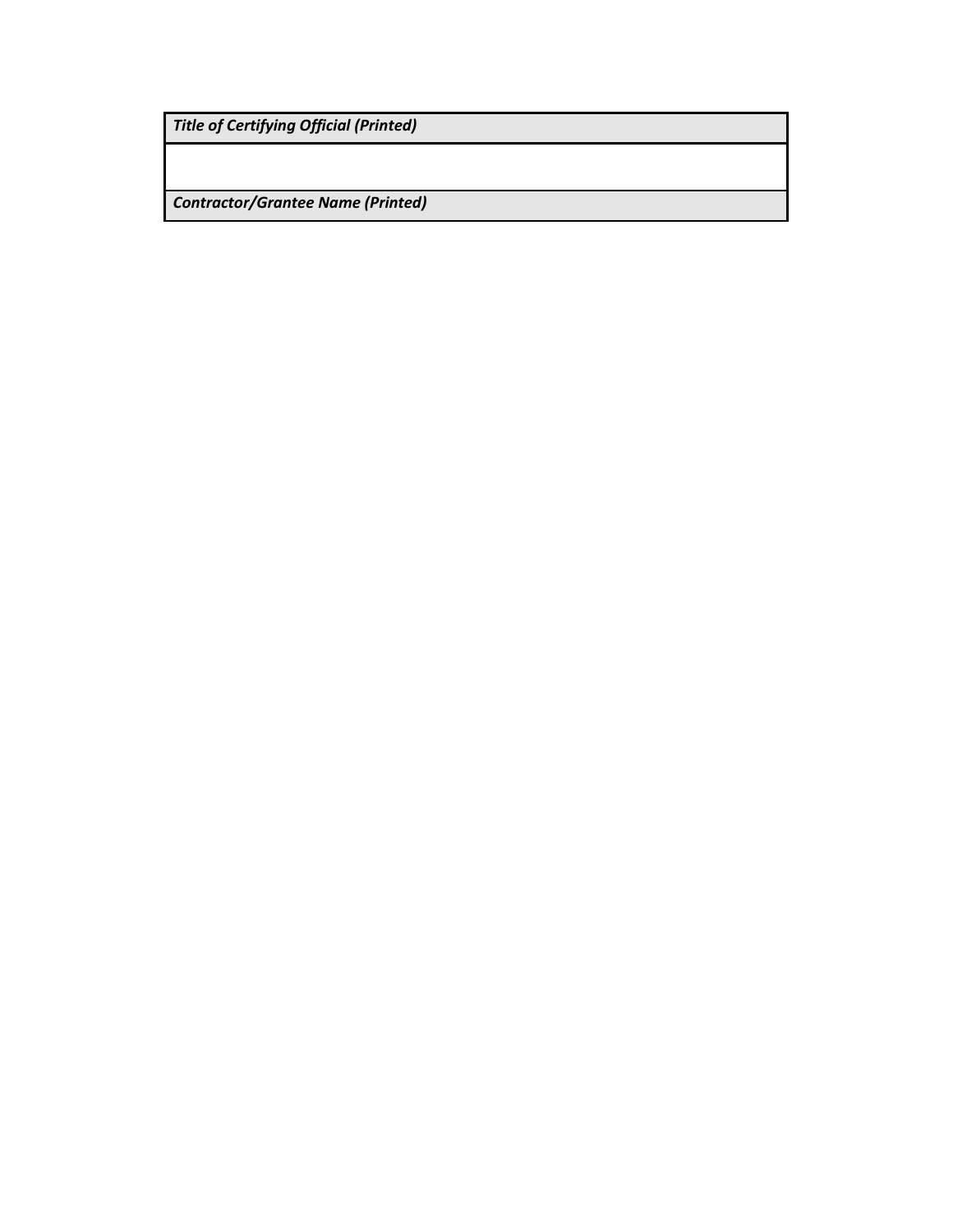| |
|---|
| ***Title of Certifying Official (Printed)*** |
| |
| ***Contractor/Grantee Name (Printed)*** |